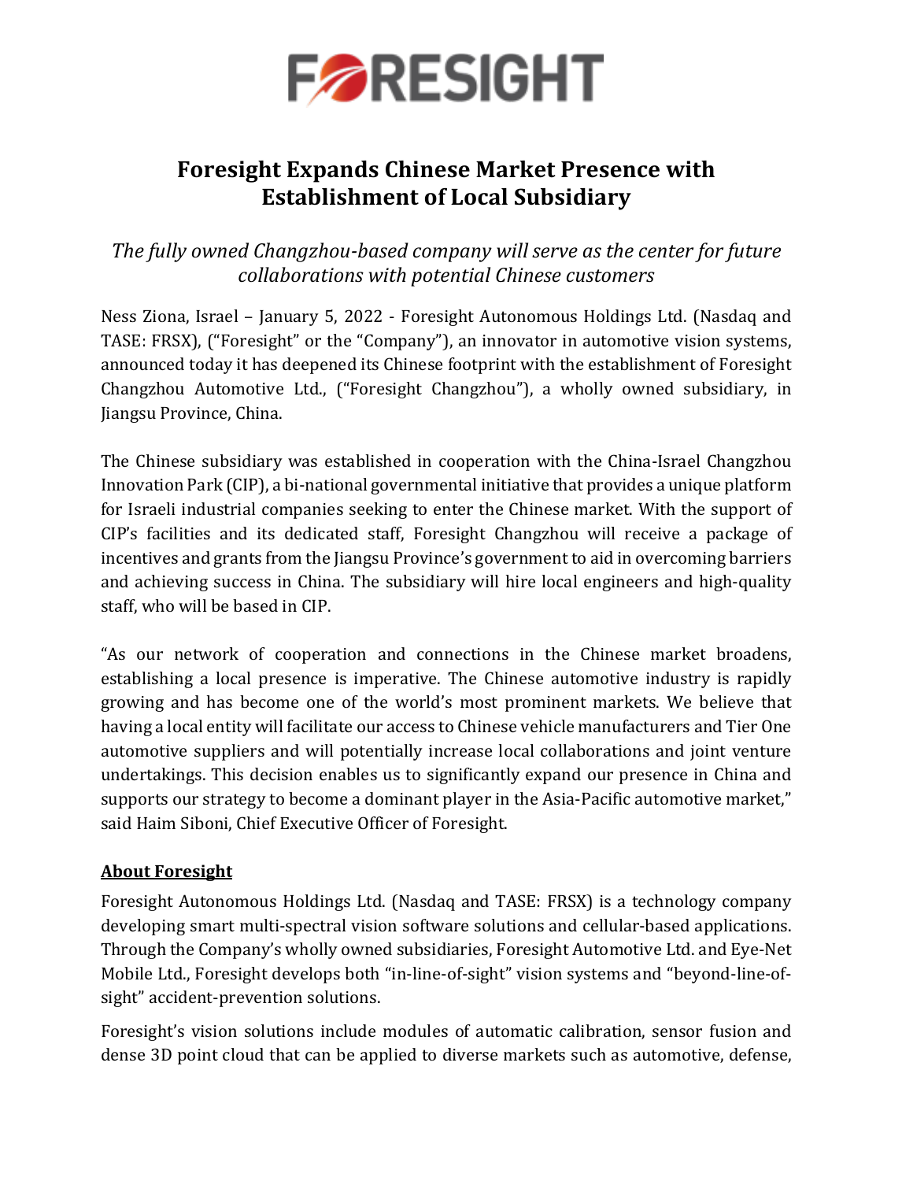# Foresight Expands Chinese Market Presence with Establishment of Local Subsidiary

*The fully owned Changzhou-based company will serve as the center for future collaborations with potential Chinese customers*

Ness Ziona, Israel – January 5, 2022 - Foresight Autonomous Holdings Ltd. (Nasdaq and TASE: FRSX), ("Foresight" or the "Company"), an innovator in automotive vision systems, announced today it has deepened its Chinese footprint with the establishment of Foresight Changzhou Automotive Ltd., ("Foresight Changzhou"), a wholly owned subsidiary, in Jiangsu Province, China.

The Chinese subsidiary was established in cooperation with the China-Israel Changzhou Innovation Park (CIP), a bi-national governmental initiative that provides a unique platform for Israeli industrial companies seeking to enter the Chinese market. With the support of CIP's facilities and its dedicated staff, Foresight Changzhou will receive a package of incentives and grants from the Jiangsu Province's government to aid in overcoming barriers and achieving success in China. The subsidiary will hire local engineers and high-quality staff, who will be based in CIP.

"As our network of cooperation and connections in the Chinese market broadens, establishing a local presence is imperative. The Chinese automotive industry is rapidly growing and has become one of the world's most prominent markets. We believe that having a local entity will facilitate our access to Chinese vehicle manufacturers and Tier One automotive suppliers and will potentially increase local collaborations and joint venture undertakings. This decision enables us to significantly expand our presence in China and supports our strategy to become a dominant player in the Asia-Pacific automotive market," said Haim Siboni, Chief Executive Officer of Foresight.

## About Foresight

Foresight Autonomous Holdings Ltd. (Nasdaq and TASE: FRSX) is a technology company developing smart multi-spectral vision software solutions and cellular-based applications. Through the Company's wholly owned subsidiaries, Foresight Automotive Ltd. and Eye-Net Mobile Ltd., Foresight develops both "in-line-of-sight" vision systems and "beyond-line-of-sight" accident-prevention solutions.

Foresight's vision solutions include modules of automatic calibration, sensor fusion and dense 3D point cloud that can be applied to diverse markets such as automotive, defense,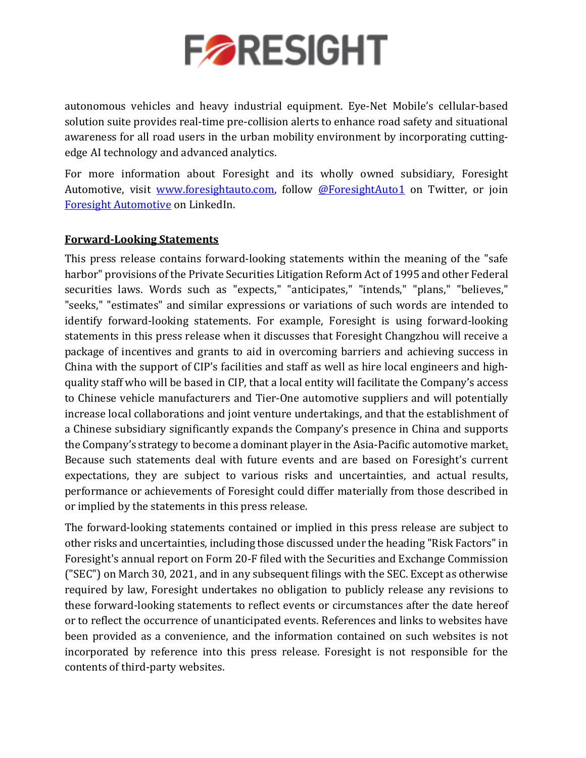autonomous vehicles and heavy industrial equipment. Eye-Net Mobile's cellular-based solution suite provides real-time pre-collision alerts to enhance road safety and situational awareness for all road users in the urban mobility environment by incorporating cutting-edge AI technology and advanced analytics.

For more information about Foresight and its wholly owned subsidiary, Foresight Automotive, visit [www.foresightauto.com](http://www.foresightauto.com), follow [@ForesightAuto1](https://twitter.com/ForesightAuto1) on Twitter, or join [Foresight Automotive](https://www.linkedin.com/company/foresight-automotive) on LinkedIn.

**Forward-Looking Statements**

This press release contains forward-looking statements within the meaning of the "safe harbor" provisions of the Private Securities Litigation Reform Act of 1995 and other Federal securities laws. Words such as "expects," "anticipates," "intends," "plans," "believes," "seeks," "estimates" and similar expressions or variations of such words are intended to identify forward-looking statements. For example, Foresight is using forward-looking statements in this press release when it discusses that Foresight Changzhou will receive a package of incentives and grants to aid in overcoming barriers and achieving success in China with the support of CIP's facilities and staff as well as hire local engineers and high-quality staff who will be based in CIP, that a local entity will facilitate the Company's access to Chinese vehicle manufacturers and Tier-One automotive suppliers and will potentially increase local collaborations and joint venture undertakings, and that the establishment of a Chinese subsidiary significantly expands the Company's presence in China and supports the Company's strategy to become a dominant player in the Asia-Pacific automotive market. Because such statements deal with future events and are based on Foresight's current expectations, they are subject to various risks and uncertainties, and actual results, performance or achievements of Foresight could differ materially from those described in or implied by the statements in this press release.

The forward-looking statements contained or implied in this press release are subject to other risks and uncertainties, including those discussed under the heading "Risk Factors" in Foresight's annual report on Form 20-F filed with the Securities and Exchange Commission ("SEC") on March 30, 2021, and in any subsequent filings with the SEC. Except as otherwise required by law, Foresight undertakes no obligation to publicly release any revisions to these forward-looking statements to reflect events or circumstances after the date hereof or to reflect the occurrence of unanticipated events. References and links to websites have been provided as a convenience, and the information contained on such websites is not incorporated by reference into this press release. Foresight is not responsible for the contents of third-party websites.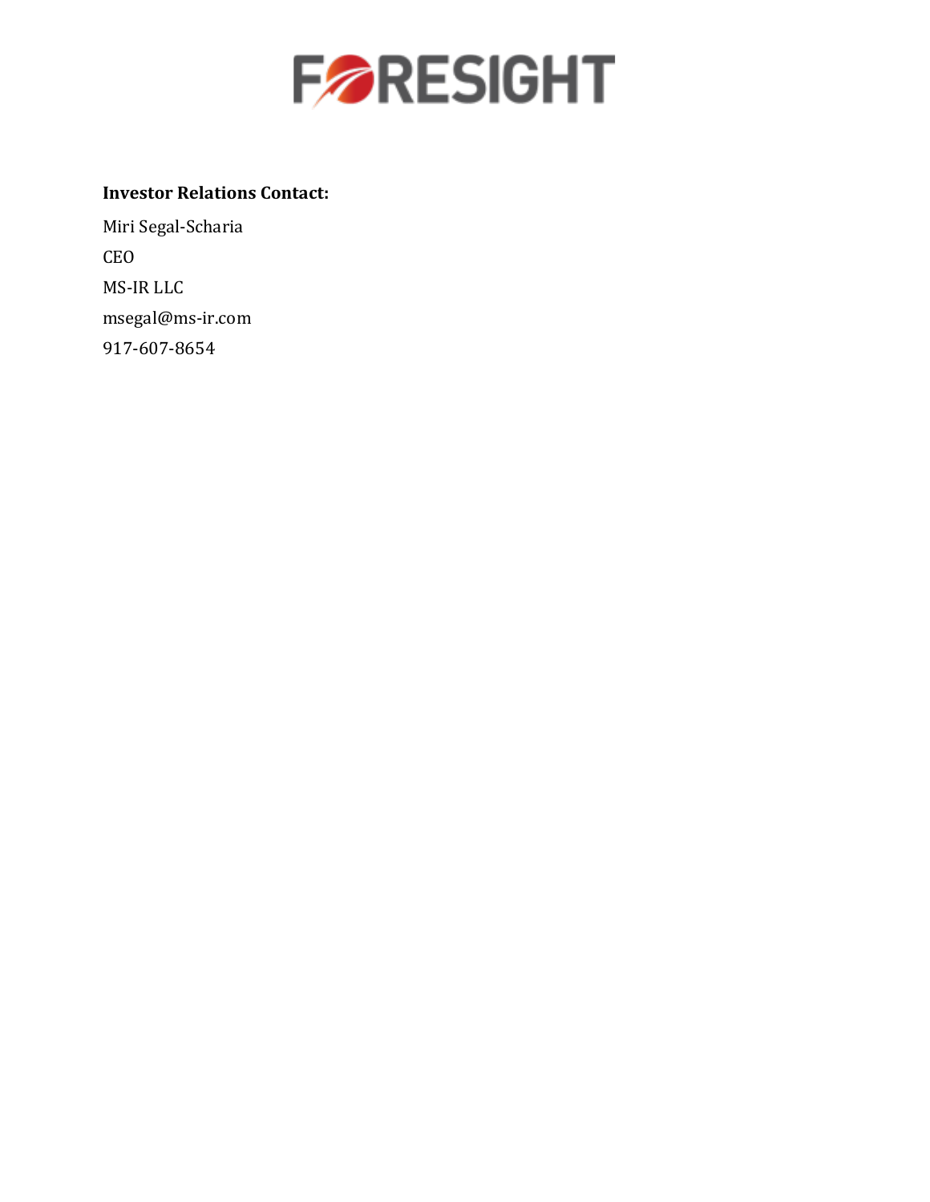**Investor Relations Contact:**

Miri Segal-Scharia

CEO

MS-IR LLC

msegal@ms-ir.com

917-607-8654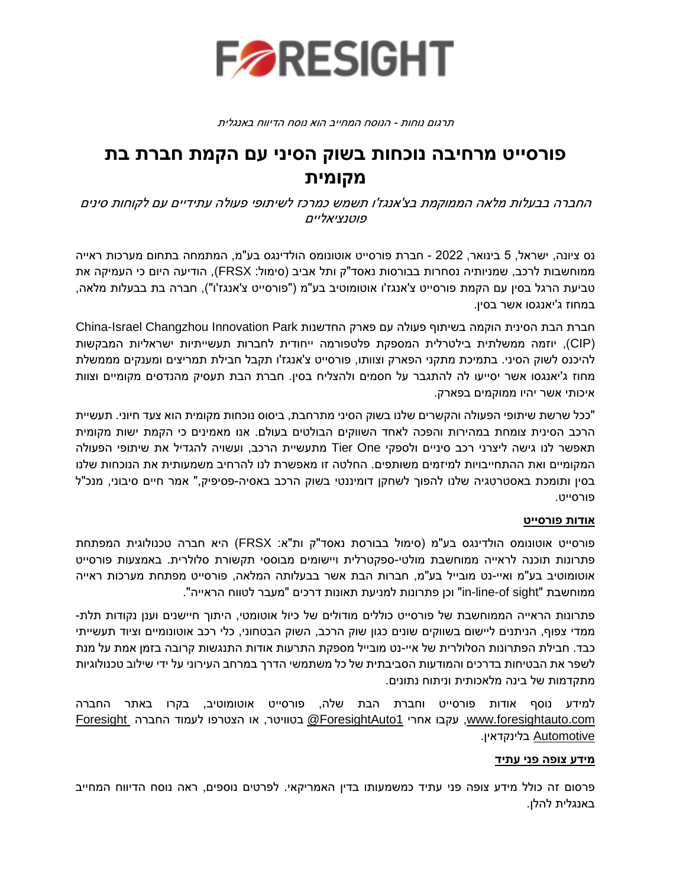FORESIGHT

*תרגום נוחות - הנוסח המחייב הוא נוסח הדיווח באנגלית*

# פורסייט מרחיבה נוכחות בשוק הסיני עם הקמת חברת בת מקומית

*החברה בבעלות מלאה הממוקמת בצ'אנגז'ו תשמש כמרכז לשיתופי פעולה עתידיים עם לקוחות סינים פוטנציאליים*

נס ציונה, ישראל, 5 בינואר, 2022 - חברת פורסייט אוטונומס הולדינגס בע"מ, המתמחה בתחום מערכות ראייה ממוחשבות לרכב, שמניותיה נסחרות בבורסות נאסד"ק ותל אביב (סימול: FRSX), הודיעה היום כי העמיקה את טביעת הרגל בסין עם הקמת פורסייט צ'אנגז'ו אוטומוטיב בע"מ ("פורסייט צ'אנגז'ו"), חברה בת בבעלות מלאה, במחוז ג'יאנגסו אשר בסין.

חברת הבת הסינית הוקמה בשיתוף פעולה עם פארק החדשנות China-Israel Changzhou Innovation Park (CIP), יוזמה ממשלתית בילטרלית המספקת פלטפורמה ייחודית לחברות תעשייתיות ישראליות המבקשות להיכנס לשוק הסיני. בתמיכת מתקני הפארק וצוותו, פורסייט צ'אנגז'ו תקבל חבילת תמריצים ומענקים מממשלת מחוז ג'יאנגסו אשר יסייעו לה להתגבר על חסמים ולהצליח בסין. חברת הבת תעסיק מהנדסים מקומיים וצוות איכותי אשר יהיו מוקמים בפארק.

"ככל שרשת שיתופי הפעולה והקשרים שלנו בשוק הסיני מתרחבת, ביסוס נוכחות מקומית הוא צעד חיוני. תעשיית הרכב הסינית צומחת במהירות והפכה לאחד השווקים הבולטים בעולם. אנו מאמינים כי הקמת ישות מקומית תאפשר לנו גישה ליצרני רכב סיניים ולספקי Tier One מתעשיית הרכב, ועשויה להגדיל את שיתופי הפעולה המקומיים ואת ההתחייבויות למיזמים משותפים. החלטה זו מאפשרת לנו להרחיב משמעותית את הנוכחות שלנו בסין ותומכת באסטרטגיה שלנו להפוך לשחקן דומיננטי בשוק הרכב באסיה-פסיפיק," אמר חיים סיבוני, מנכ"ל פורסייט.

**אודות פורסייט**

פורסייט אוטונומס הולדינגס בע"מ (סימול בבורסת נאסד"ק ות"א: FRSX) היא חברה טכנולוגית המפתחת פתרונות תוכנה לראייה ממוחשבת מולטי-ספקטרלית ויישומים מבוססי תקשורת סלולרית. באמצעות פורסייט אוטומוטיב בע"מ ואיי-נט מובייל בע"מ, חברות הבת אשר בבעלותה המלאה, פורסייט מפתחת מערכות ראייה ממוחשבת "in-line-of sight" וכן פתרונות למניעת תאונות דרכים "מעבר לטווח הראייה".

פתרונות הראייה הממוחשבת של פורסייט כוללים מודולים של כיול אוטומטי, היתוך חיישנים וענן נקודות תלת-ממדי צפוף, הניתנים ליישום בשווקים שונים כגון שוק הרכב, השוק הבטחוני, כלי רכב אוטונומיים וציוד תעשייתי כבד. חבילת הפתרונות הסלולרית של איי-נט מובייל מספקת התרעות אודות התנגשות קרובה בזמן אמת על מנת לשפר את הבטיחות בדרכים והמודעות הסביבתית של כל משתמשי הדרך במרחב העירוני על ידי שילוב טכנולוגיות מתקדמות של בינה מלאכותית וניתוח נתונים.

למידע נוסף אודות פורסייט וחברת הבת שלה, פורסייט אוטומוטיב, בקרו באתר החברה www.foresightauto.com, עקבו אחרי ForesightAuto1@ בטוויטר, או הצטרפו לעמוד החברה Foresight Automotive בלינקדאין.

**מידע צופה פני עתיד**

פרסום זה כולל מידע צופה פני עתיד כמשמעותו בדין האמריקאי. לפרטים נוספים, ראה נוסח הדיווח המחייב באנגלית להלן.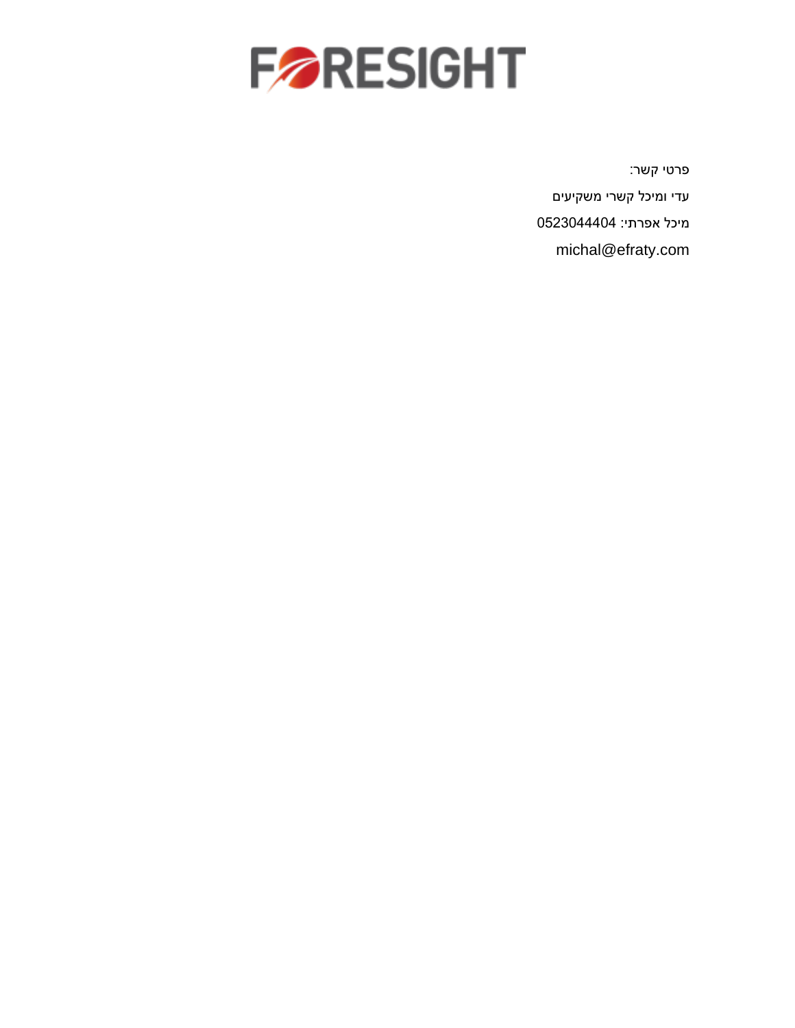FORESIGHT

פרטי קשר:

עדי ומיכל קשרי משקיעים

מיכל אפרתי: 0523044404

michal@efraty.com